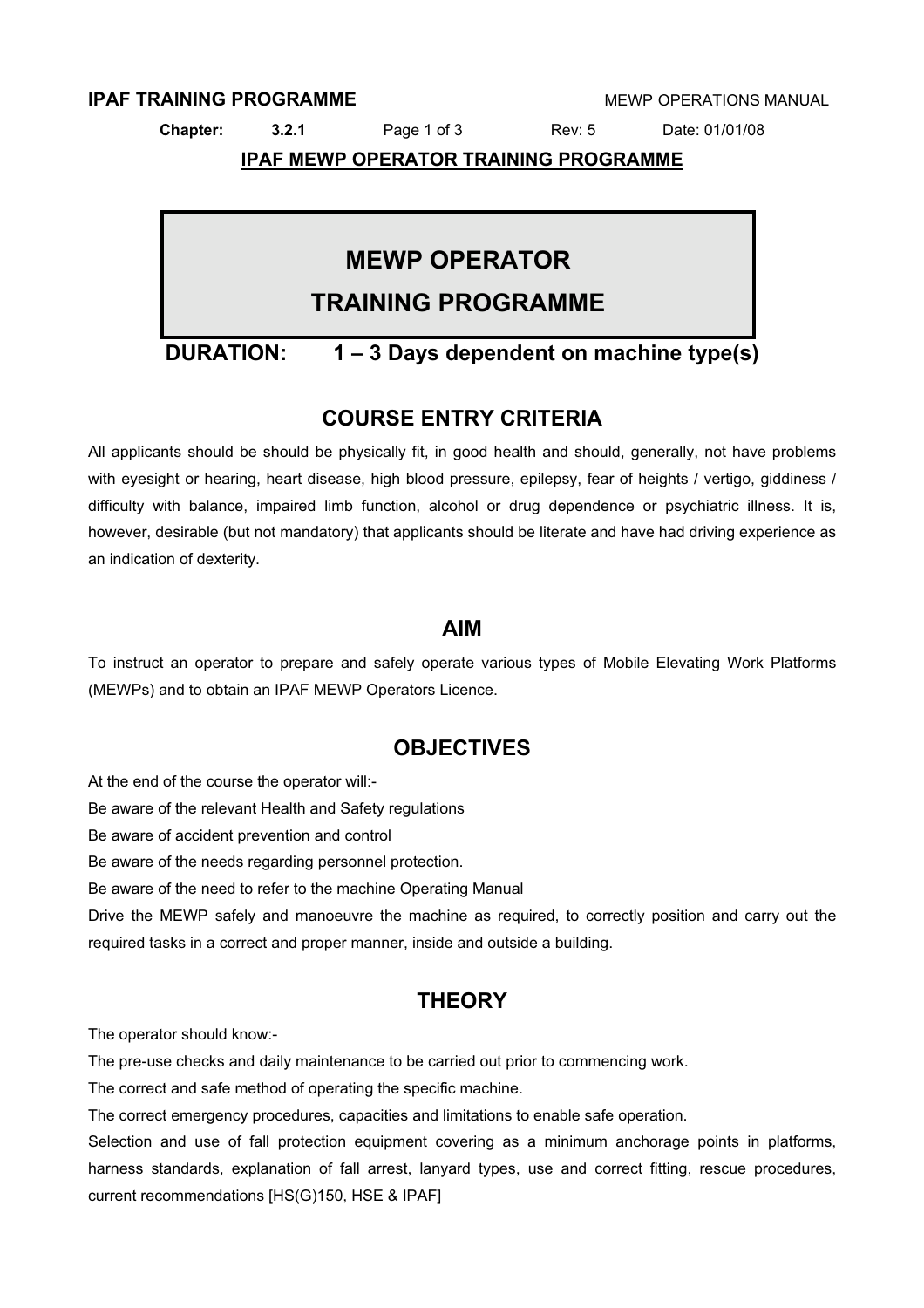# MEWP OPERATOR TRAINING PROGRAMME

**DURATION: 1 – 3 Days dependent on machine type(s)**

## COURSE ENTRY CRITERIA

All applicants should be should be physically fit, in good health and should, generally, not have problems with eyesight or hearing, heart disease, high blood pressure, epilepsy, fear of heights / vertigo, giddiness / difficulty with balance, impaired limb function, alcohol or drug dependence or psychiatric illness. It is, however, desirable (but not mandatory) that applicants should be literate and have had driving experience as an indication of dexterity.

## AIM

To instruct an operator to prepare and safely operate various types of Mobile Elevating Work Platforms (MEWPs) and to obtain an IPAF MEWP Operators Licence.

## OBJECTIVES

At the end of the course the operator will:-

Be aware of the relevant Health and Safety regulations

Be aware of accident prevention and control

Be aware of the needs regarding personnel protection.

Be aware of the need to refer to the machine Operating Manual

Drive the MEWP safely and manoeuvre the machine as required, to correctly position and carry out the required tasks in a correct and proper manner, inside and outside a building.

## THEORY

The operator should know:-

The pre-use checks and daily maintenance to be carried out prior to commencing work.

The correct and safe method of operating the specific machine.

The correct emergency procedures, capacities and limitations to enable safe operation.

Selection and use of fall protection equipment covering as a minimum anchorage points in platforms, harness standards, explanation of fall arrest, lanyard types, use and correct fitting, rescue procedures, current recommendations [HS(G)150, HSE & IPAF]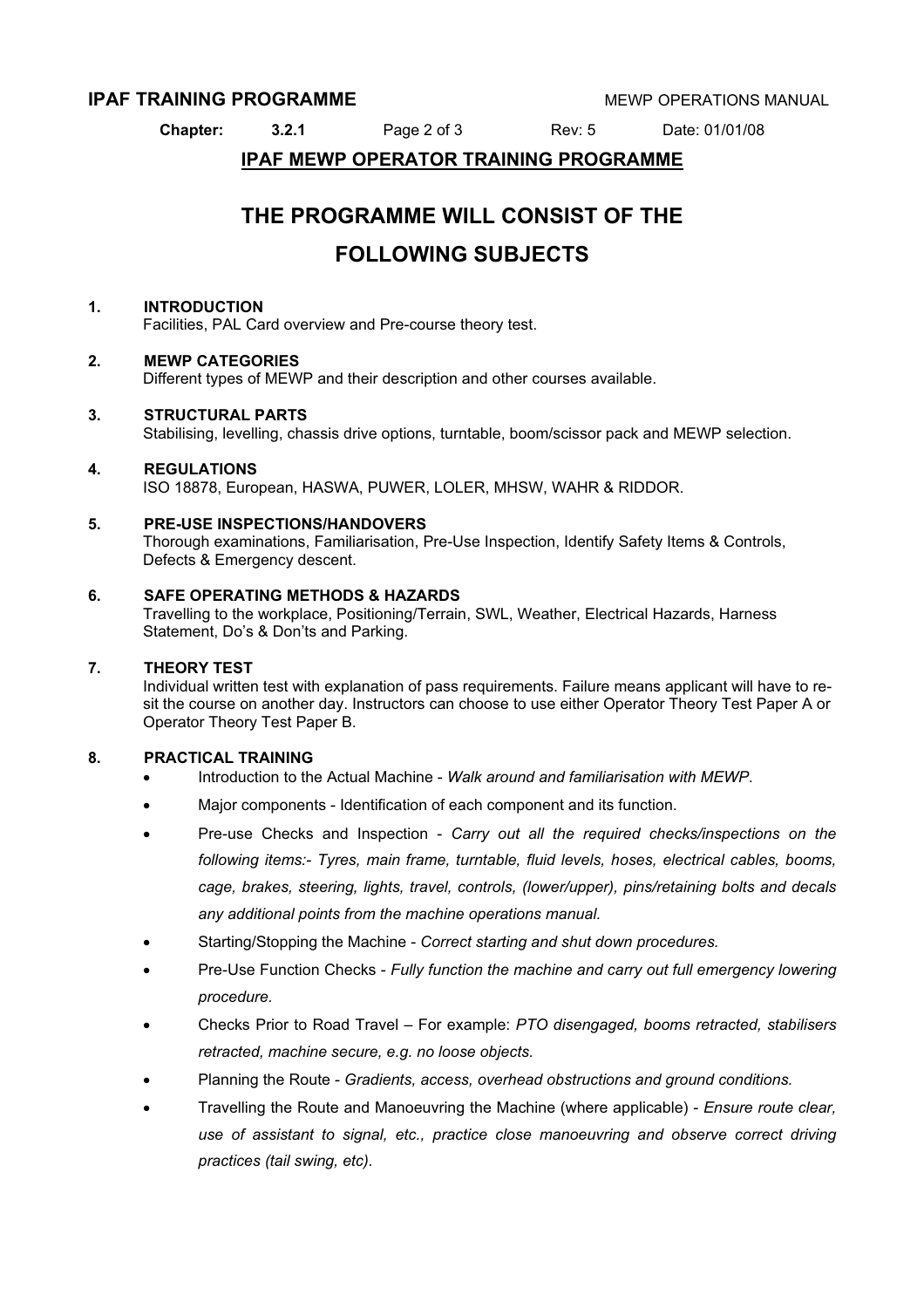**IPAF MEWP OPERATOR TRAINING PROGRAMME**

# THE PROGRAMME WILL CONSIST OF THE FOLLOWING SUBJECTS

**1. INTRODUCTION**
Facilities, PAL Card overview and Pre-course theory test.

**2. MEWP CATEGORIES**
Different types of MEWP and their description and other courses available.

**3. STRUCTURAL PARTS**
Stabilising, levelling, chassis drive options, turntable, boom/scissor pack and MEWP selection.

**4. REGULATIONS**
ISO 18878, European, HASWA, PUWER, LOLER, MHSW, WAHR & RIDDOR.

**5. PRE-USE INSPECTIONS/HANDOVERS**
Thorough examinations, Familiarisation, Pre-Use Inspection, Identify Safety Items & Controls, Defects & Emergency descent.

**6. SAFE OPERATING METHODS & HAZARDS**
Travelling to the workplace, Positioning/Terrain, SWL, Weather, Electrical Hazards, Harness Statement, Do's & Don'ts and Parking.

**7. THEORY TEST**
Individual written test with explanation of pass requirements. Failure means applicant will have to re-sit the course on another day. Instructors can choose to use either Operator Theory Test Paper A or Operator Theory Test Paper B.

**8. PRACTICAL TRAINING**

- Introduction to the Actual Machine - *Walk around and familiarisation with MEWP*.
- Major components - Identification of each component and its function.
- Pre-use Checks and Inspection - *Carry out all the required checks/inspections on the following items:- Tyres, main frame, turntable, fluid levels, hoses, electrical cables, booms, cage, brakes, steering, lights, travel, controls, (lower/upper), pins/retaining bolts and decals any additional points from the machine operations manual.*
- Starting/Stopping the Machine - *Correct starting and shut down procedures.*
- Pre-Use Function Checks - *Fully function the machine and carry out full emergency lowering procedure.*
- Checks Prior to Road Travel – For example: *PTO disengaged, booms retracted, stabilisers retracted, machine secure, e.g. no loose objects.*
- Planning the Route - *Gradients, access, overhead obstructions and ground conditions.*
- Travelling the Route and Manoeuvring the Machine (where applicable) - *Ensure route clear, use of assistant to signal, etc., practice close manoeuvring and observe correct driving practices (tail swing, etc).*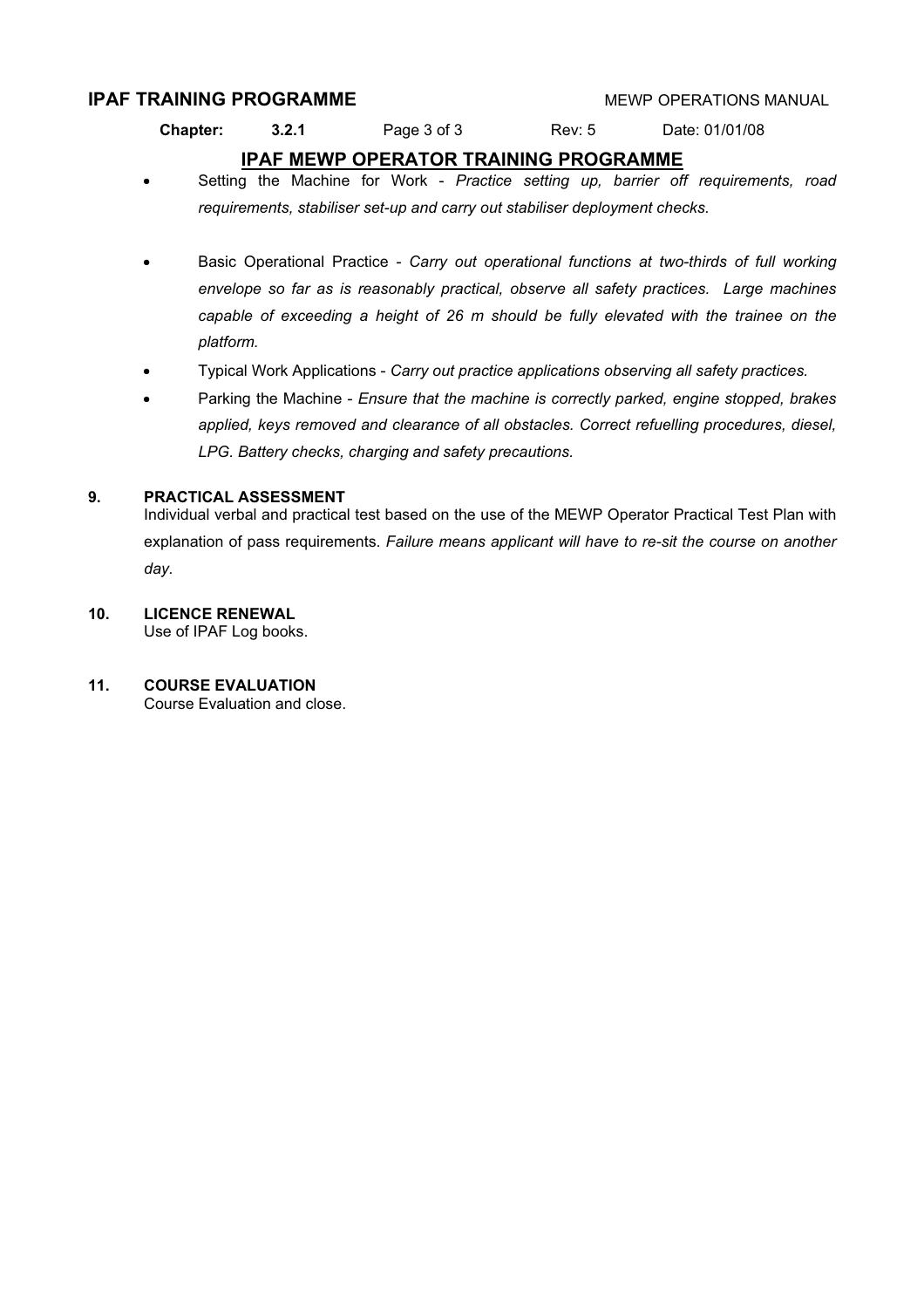## IPAF MEWP OPERATOR TRAINING PROGRAMME

- Setting the Machine for Work - *Practice setting up, barrier off requirements, road requirements, stabiliser set-up and carry out stabiliser deployment checks.*
- Basic Operational Practice - *Carry out operational functions at two-thirds of full working envelope so far as is reasonably practical, observe all safety practices. Large machines capable of exceeding a height of 26 m should be fully elevated with the trainee on the platform.*
- Typical Work Applications - *Carry out practice applications observing all safety practices.*
- Parking the Machine - *Ensure that the machine is correctly parked, engine stopped, brakes applied, keys removed and clearance of all obstacles. Correct refuelling procedures, diesel, LPG. Battery checks, charging and safety precautions.*

### 9. PRACTICAL ASSESSMENT

Individual verbal and practical test based on the use of the MEWP Operator Practical Test Plan with explanation of pass requirements. *Failure means applicant will have to re-sit the course on another day.*

### 10. LICENCE RENEWAL

Use of IPAF Log books.

### 11. COURSE EVALUATION

Course Evaluation and close.